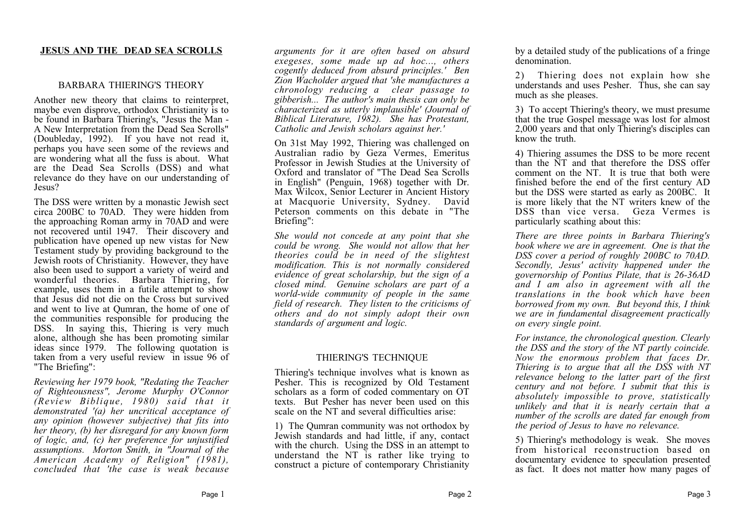# JESUS AND THE DEAD SEA SCROLLS

## BARBARA THIERING'S THEORY

Another new theory that claims to reinterpret, maybe even disprove, orthodox Christianity is to be found in Barbara Thiering's, "Jesus the Man - A New Interpretation from the Dead Sea Scrolls" (Doubleday, 1992). If you have not read it, perhaps you have seen some of the reviews and are wondering what all the fuss is about. What are the Dead Sea Scrolls (DSS) and what relevance do they have on our understanding of Jesus?

The DSS were written by a monastic Jewish sect circa 200BC to 70AD. They were hidden from the approaching Roman army in 70AD and were not recovered until 1947. Their discovery and publication have opened up new vistas for New Testament study by providing background to the Jewish roots of Christianity. However, they have also been used to support a variety of weird and wonderful theories. Barbara Thiering, for example, uses them in a futile attempt to show that Jesus did not die on the Cross but survived and went to live at Qumran, the home of one of the communities responsible for producing the DSS. In saying this, Thiering is very much alone, although she has been promoting similar ideas since 1979. The following quotation is taken from a very useful review in issue 96 of "The Briefing":

*Reviewing her 1979 book, "Redating the Teacher of Righteousness", Jerome Murphy O'Connor (Review Biblique, 1980) said that it demonstrated '(a) her uncritical acceptance of any opinion (however subjective) that fits into her theory, (b) her disregard for any known form of logic, and, (c) her preference for unjustified assumptions. Morton Smith, in "Journal of the American Academy of Religion" (1981), concluded that 'the case is weak because arguments for it are often based on absurd exegeses, some made up ad hoc..., others cogently deduced from absurd principles.' Ben Zion Wacholder argued that 'she manufactures a chronology reducing a clear passage to gibberish... The author's main thesis can only be characterized as utterly implausible' (Journal of Biblical Literature, 1982). She has Protestant, Catholic and Jewish scholars against her.'*

On 31st May 1992, Thiering was challenged on Australian radio by Geza Vermes, Emeritus Professor in Jewish Studies at the University of Oxford and translator of "The Dead Sea Scrolls in English" (Penguin, 1968) together with Dr. Max Wilcox, Senior Lecturer in Ancient History at Macquorie University, Sydney. David Peterson comments on this debate in "The Briefing":

*She would not concede at any point that she could be wrong. She would not allow that her theories could be in need of the slightest modification. This is not normally considered evidence of great scholarship, but the sign of a closed mind. Genuine scholars are part of a world-wide community of people in the same field of research. They listen to the criticisms of others and do not simply adopt their own standards of argument and logic.*

## THIERING'S TECHNIQUE

Thiering's technique involves what is known as Pesher. This is recognized by Old Testament scholars as a form of coded commentary on OT texts. But Pesher has never been used on this scale on the NT and several difficulties arise:

1) The Qumran community was not orthodox by Jewish standards and had little, if any, contact with the church. Using the DSS in an attempt to understand the NT is rather like trying to construct a picture of contemporary Christianity by a detailed study of the publications of a fringe denomination.

2) Thiering does not explain how she understands and uses Pesher. Thus, she can say much as she pleases.

3) To accept Thiering's theory, we must presume that the true Gospel message was lost for almost 2,000 years and that only Thiering's disciples can know the truth.

4) Thiering assumes the DSS to be more recent than the NT and that therefore the DSS offer comment on the NT. It is true that both were finished before the end of the first century AD but the DSS were started as early as 200BC. It is more likely that the NT writers knew of the DSS than vice versa. Geza Vermes is particularly scathing about this:

*There are three points in Barbara Thiering's book where we are in agreement. One is that the DSS cover a period of roughly 200BC to 70AD. Secondly, Jesus' activity happened under the governorship of Pontius Pilate, that is 26-36AD and I am also in agreement with all the translations in the book which have been borrowed from my own. But beyond this, I think we are in fundamental disagreement practically on every single point.*

*For instance, the chronological question. Clearly the DSS and the story of the NT partly coincide. Now the enormous problem that faces Dr. Thiering is to argue that all the DSS with NT relevance belong to the latter part of the first century and not before. I submit that this is absolutely impossible to prove, statistically unlikely and that it is nearly certain that a number of the scrolls are dated far enough from the period of Jesus to have no relevance.*

5) Thiering's methodology is weak. She moves from historical reconstruction based on documentary evidence to speculation presented as fact. It does not matter how many pages of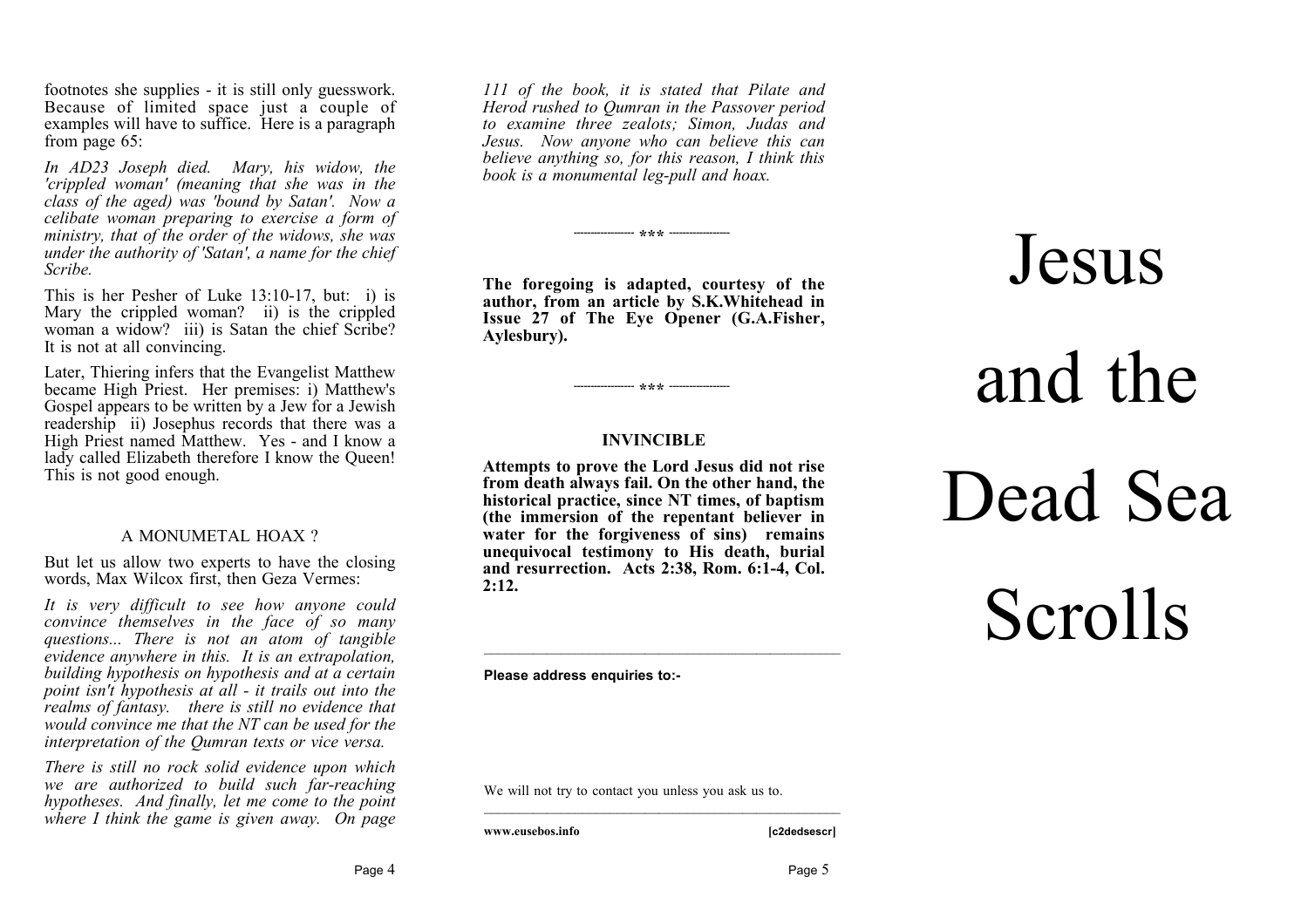footnotes she supplies - it is still only guesswork. Because of limited space just a couple of examples will have to suffice. Here is a paragraph from page 65:

*In AD23 Joseph died. Mary, his widow, the 'crippled woman' (meaning that she was in the class of the aged) was 'bound by Satan'. Now a celibate woman preparing to exercise a form of ministry, that of the order of the widows, she was under the authority of 'Satan', a name for the chief Scribe.*

This is her Pesher of Luke 13:10-17, but: i) is Mary the crippled woman? ii) is the crippled woman a widow? iii) is Satan the chief Scribe? It is not at all convincing.

Later, Thiering infers that the Evangelist Matthew became High Priest. Her premises: i) Matthew's Gospel appears to be written by a Jew for a Jewish readership ii) Josephus records that there was a High Priest named Matthew. Yes - and I know a lady called Elizabeth therefore I know the Queen! This is not good enough.

## A MONUMETAL HOAX ?

But let us allow two experts to have the closing words, Max Wilcox first, then Geza Vermes:

*It is very difficult to see how anyone could convince themselves in the face of so many questions... There is not an atom of tangible evidence anywhere in this. It is an extrapolation, building hypothesis on hypothesis and at a certain point isn't hypothesis at all - it trails out into the realms of fantasy. there is still no evidence that would convince me that the NT can be used for the interpretation of the Qumran texts or vice versa.*

*There is still no rock solid evidence upon which we are authorized to build such far-reaching hypotheses. And finally, let me come to the point where I think the game is given away. On page 111 of the book, it is stated that Pilate and Herod rushed to Qumran in the Passover period to examine three zealots; Simon, Judas and Jesus. Now anyone who can believe this can believe anything so, for this reason, I think this book is a monumental leg-pull and hoax.*

---------------- *** ----------------

**The foregoing is adapted, courtesy of the author, from an article by S.K.Whitehead in Issue 27 of The Eye Opener (G.A.Fisher, Aylesbury).**

---------------- *** ----------------

## INVINCIBLE

**Attempts to prove the Lord Jesus did not rise from death always fail. On the other hand, the historical practice, since NT times, of baptism (the immersion of the repentant believer in water for the forgiveness of sins) remains unequivocal testimony to His death, burial and resurrection. Acts 2:38, Rom. 6:1-4, Col. 2:12.**

---

**Please address enquiries to:-**

We will not try to contact you unless you ask us to.

---

**www.eusebos.info** **[c2dedsescr]**

# Jesus and the Dead Sea Scrolls